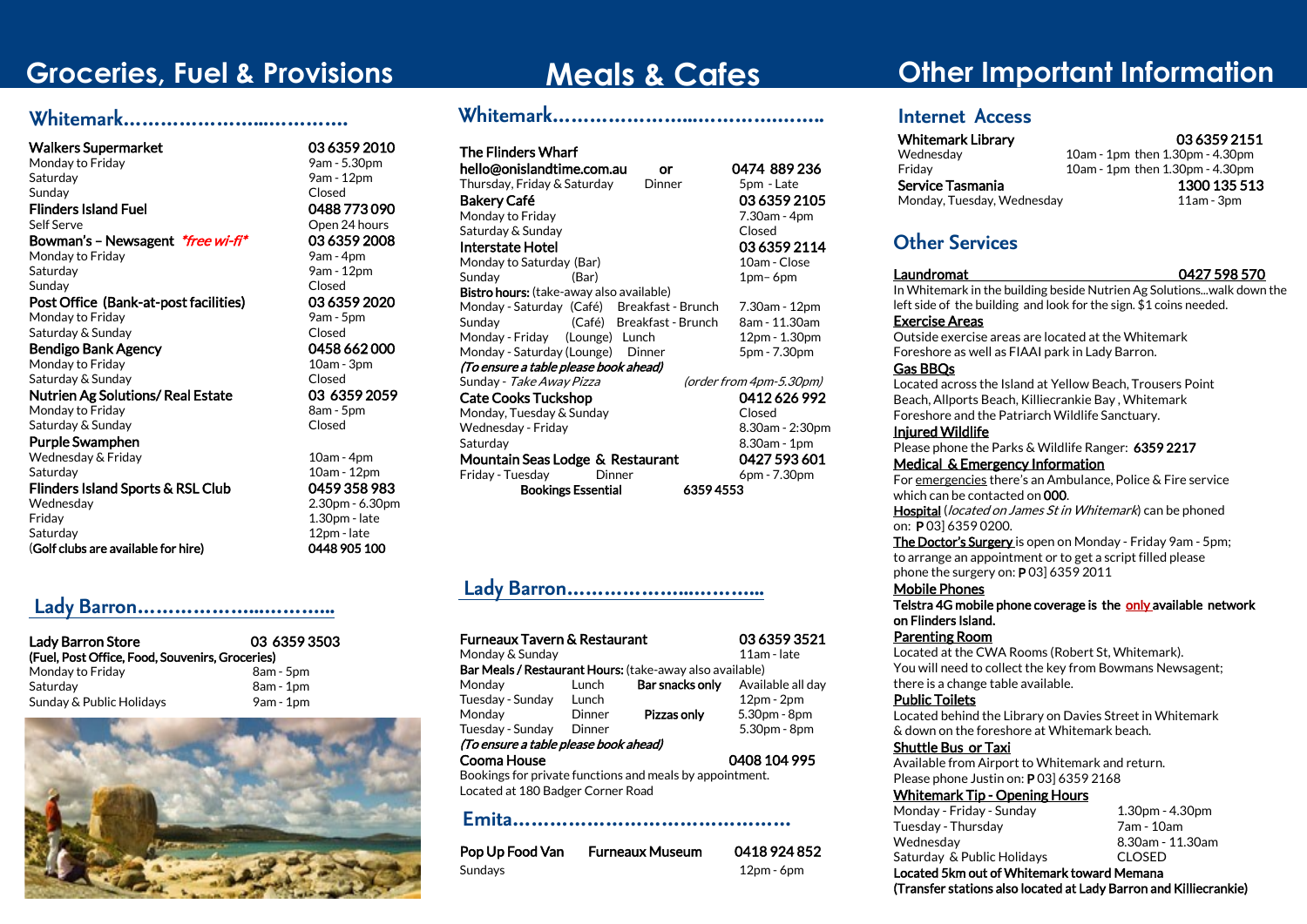# Groceries, Fuel & Provisions

## Whitemark

**Walkers Supermarket** 03 6359 2010
Monday to Friday 9am - 5.30pm
Saturday 9am - 12pm
Sunday Closed

**Flinders Island Fuel** 0488 773 090
Self Serve Open 24 hours

**Bowman's – Newsagent** *\*free wi-fi\** 03 6359 2008
Monday to Friday 9am - 4pm
Saturday 9am - 12pm
Sunday Closed

**Post Office (Bank-at-post facilities)** 03 6359 2020
Monday to Friday 9am - 5pm
Saturday & Sunday Closed

**Bendigo Bank Agency** 0458 662 000
Monday to Friday 10am - 3pm
Saturday & Sunday Closed

**Nutrien Ag Solutions/ Real Estate** 03 6359 2059
Monday to Friday 8am - 5pm
Saturday & Sunday Closed

**Purple Swamphen**
Wednesday & Friday 10am - 4pm
Saturday 10am - 12pm

**Flinders Island Sports & RSL Club** 0459 358 983
Wednesday 2.30pm - 6.30pm
Friday 1.30pm - late
Saturday 12pm - late
(**Golf clubs are available for hire)** **0448 905 100**

## Lady Barron

**Lady Barron Store** 03 6359 3503
**(Fuel, Post Office, Food, Souvenirs, Groceries)**
Monday to Friday 8am - 5pm
Saturday 8am - 1pm
Sunday & Public Holidays 9am - 1pm

# Meals & Cafes

## Whitemark

**The Flinders Wharf**
**hello@onislandtime.com.au or 0474 889 236**
Thursday, Friday & Saturday Dinner 5pm - Late

**Bakery Café** 03 6359 2105
Monday to Friday 7.30am - 4pm
Saturday & Sunday Closed

**Interstate Hotel** 03 6359 2114
Monday to Saturday (Bar) 10am - Close
Sunday (Bar) 1pm– 6pm
**Bistro hours:** (take-away also available)
Monday - Saturday (Café) Breakfast - Brunch 7.30am - 12pm
Sunday (Café) Breakfast - Brunch 8am - 11.30am
Monday - Friday (Lounge) Lunch 12pm - 1.30pm
Monday - Saturday (Lounge) Dinner 5pm - 7.30pm
***(To ensure a table please book ahead)***
Sunday - *Take Away Pizza* *(order from 4pm-5.30pm)*

**Cate Cooks Tuckshop** 0412 626 992
Monday, Tuesday & Sunday Closed
Wednesday - Friday 8.30am - 2:30pm
Saturday 8.30am - 1pm

**Mountain Seas Lodge & Restaurant** 0427 593 601
Friday - Tuesday Dinner 6pm - 7.30pm
**Bookings Essential** 6359 4553

## Lady Barron

**Furneaux Tavern & Restaurant** 03 6359 3521
Monday & Sunday 11am - late
**Bar Meals / Restaurant Hours:** (take-away also available)
Monday Lunch **Bar snacks only** Available all day
Tuesday - Sunday Lunch 12pm - 2pm
Monday Dinner **Pizzas only** 5.30pm - 8pm
Tuesday - Sunday Dinner 5.30pm - 8pm
***(To ensure a table please book ahead)***

**Cooma House** 0408 104 995
Bookings for private functions and meals by appointment.
Located at 180 Badger Corner Road

## Emita

**Pop Up Food Van** **Furneaux Museum** 0418 924 852
Sundays 12pm - 6pm

# Other Important Information

## Internet Access

**Whitemark Library** 03 6359 2151
Wednesday 10am - 1pm then 1.30pm - 4.30pm
Friday 10am - 1pm then 1.30pm - 4.30pm

**Service Tasmania** 1300 135 513
Monday, Tuesday, Wednesday 11am - 3pm

## Other Services

**Laundromat** **0427 598 570**
In Whitemark in the building beside Nutrien Ag Solutions...walk down the left side of the building and look for the sign. $1 coins needed.

**Exercise Areas**
Outside exercise areas are located at the Whitemark Foreshore as well as FIAAI park in Lady Barron.

**Gas BBQs**
Located across the Island at Yellow Beach, Trousers Point Beach, Allports Beach, Killiecrankie Bay , Whitemark Foreshore and the Patriarch Wildlife Sanctuary.

**Injured Wildlife**
Please phone the Parks & Wildlife Ranger: **6359 2217**

**Medical & Emergency Information**
For emergencies there's an Ambulance, Police & Fire service which can be contacted on **000**.
Hospital (*located on James St in Whitemark*) can be phoned on: **P** 03] 6359 0200.
The Doctor's Surgery is open on Monday - Friday 9am - 5pm; to arrange an appointment or to get a script filled please phone the surgery on: **P** 03] 6359 2011

**Mobile Phones**
**Telstra 4G mobile phone coverage is the only available network on Flinders Island.**

**Parenting Room**
Located at the CWA Rooms (Robert St, Whitemark).
You will need to collect the key from Bowmans Newsagent; there is a change table available.

**Public Toilets**
Located behind the Library on Davies Street in Whitemark & down on the foreshore at Whitemark beach.

**Shuttle Bus or Taxi**
Available from Airport to Whitemark and return.
Please phone Justin on: **P** 03] 6359 2168

**Whitemark Tip - Opening Hours**
Monday - Friday - Sunday 1.30pm - 4.30pm
Tuesday - Thursday 7am - 10am
Wednesday 8.30am - 11.30am
Saturday & Public Holidays CLOSED
**Located 5km out of Whitemark toward Memana**
**(Transfer stations also located at Lady Barron and Killiecrankie)**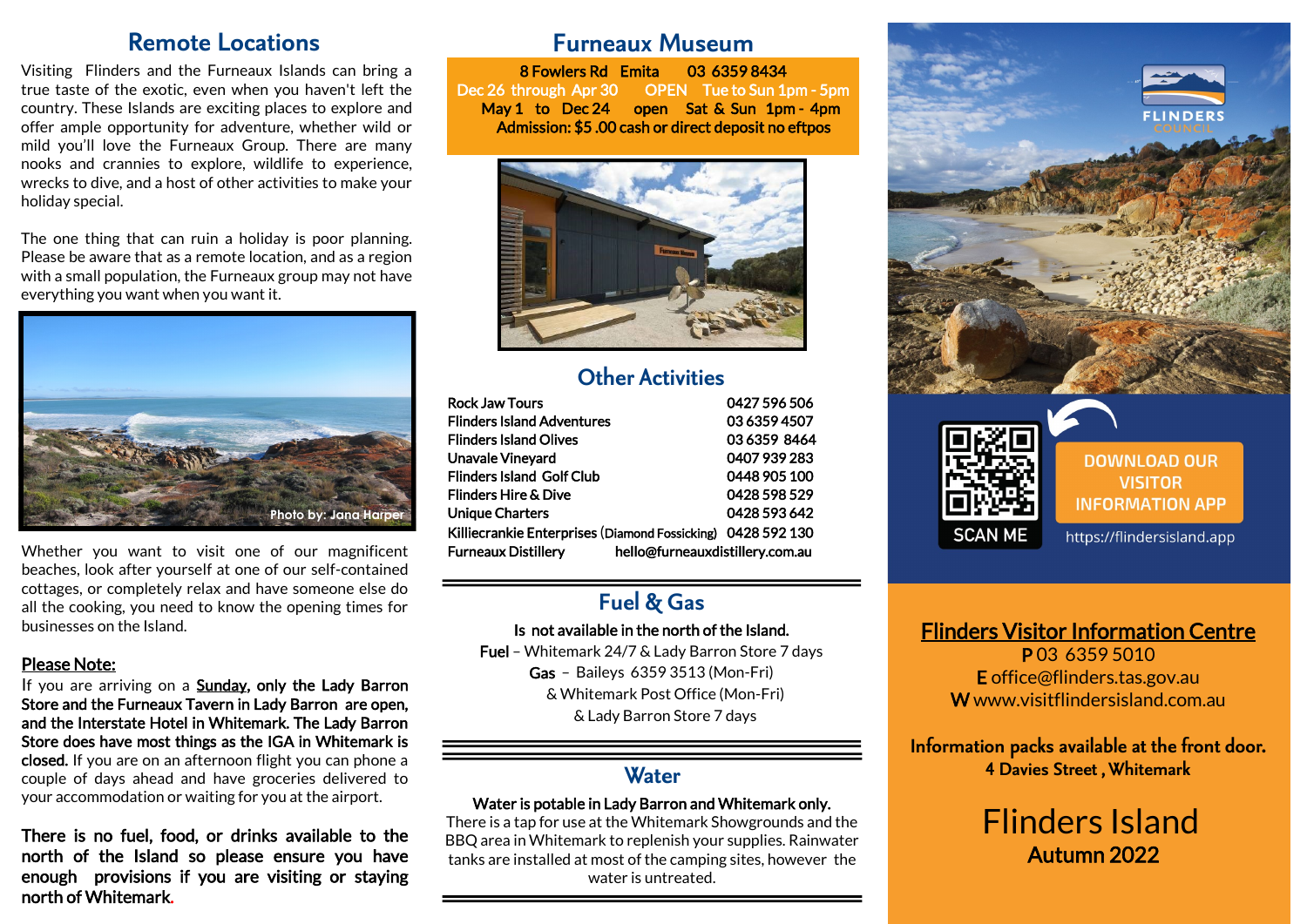## Remote Locations

Visiting Flinders and the Furneaux Islands can bring a true taste of the exotic, even when you haven't left the country. These Islands are exciting places to explore and offer ample opportunity for adventure, whether wild or mild you'll love the Furneaux Group. There are many nooks and crannies to explore, wildlife to experience, wrecks to dive, and a host of other activities to make your holiday special.

The one thing that can ruin a holiday is poor planning. Please be aware that as a remote location, and as a region with a small population, the Furneaux group may not have everything you want when you want it.

Photo by: Jana Harper

Whether you want to visit one of our magnificent beaches, look after yourself at one of our self-contained cottages, or completely relax and have someone else do all the cooking, you need to know the opening times for businesses on the Island.

**Please Note:**

If you are arriving on a **Sunday**, **only the Lady Barron Store and the Furneaux Tavern in Lady Barron are open, and the Interstate Hotel in Whitemark. The Lady Barron Store does have most things as the IGA in Whitemark is closed.** If you are on an afternoon flight you can phone a couple of days ahead and have groceries delivered to your accommodation or waiting for you at the airport.

**There is no fuel, food, or drinks available to the north of the Island so please ensure you have enough provisions if you are visiting or staying north of Whitemark.**

## Furneaux Museum

**8 Fowlers Rd Emita 03 6359 8434**
**Dec 26 through Apr 30 OPEN Tue to Sun 1pm - 5pm**
**May 1 to Dec 24 open Sat & Sun 1pm - 4pm**
**Admission: $5 .00 cash or direct deposit no eftpos**

## Other Activities

| | |
|---|---|
| Rock Jaw Tours | 0427 596 506 |
| Flinders Island Adventures | 03 6359 4507 |
| Flinders Island Olives | 03 6359 8464 |
| Unavale Vineyard | 0407 939 283 |
| Flinders Island Golf Club | 0448 905 100 |
| Flinders Hire & Dive | 0428 598 529 |
| Unique Charters | 0428 593 642 |
| Killiecrankie Enterprises (Diamond Fossicking) | 0428 592 130 |
| Furneaux Distillery | hello@furneauxdistillery.com.au |

## Fuel & Gas

**Is not available in the north of the Island.**

**Fuel** – Whitemark 24/7 & Lady Barron Store 7 days
**Gas** – Baileys 6359 3513 (Mon-Fri)
& Whitemark Post Office (Mon-Fri)
& Lady Barron Store 7 days

## Water

**Water is potable in Lady Barron and Whitemark only.**
There is a tap for use at the Whitemark Showgrounds and the BBQ area in Whitemark to replenish your supplies. Rainwater tanks are installed at most of the camping sites, however the water is untreated.

FLINDERS COUNCIL

SCAN ME

**DOWNLOAD OUR VISITOR INFORMATION APP**

https://flindersisland.app

## Flinders Visitor Information Centre

**P** 03 6359 5010
**E** office@flinders.tas.gov.au
**W** www.visitflindersisland.com.au

**Information packs available at the front door.**
**4 Davies Street , Whitemark**

# Flinders Island
**Autumn 2022**